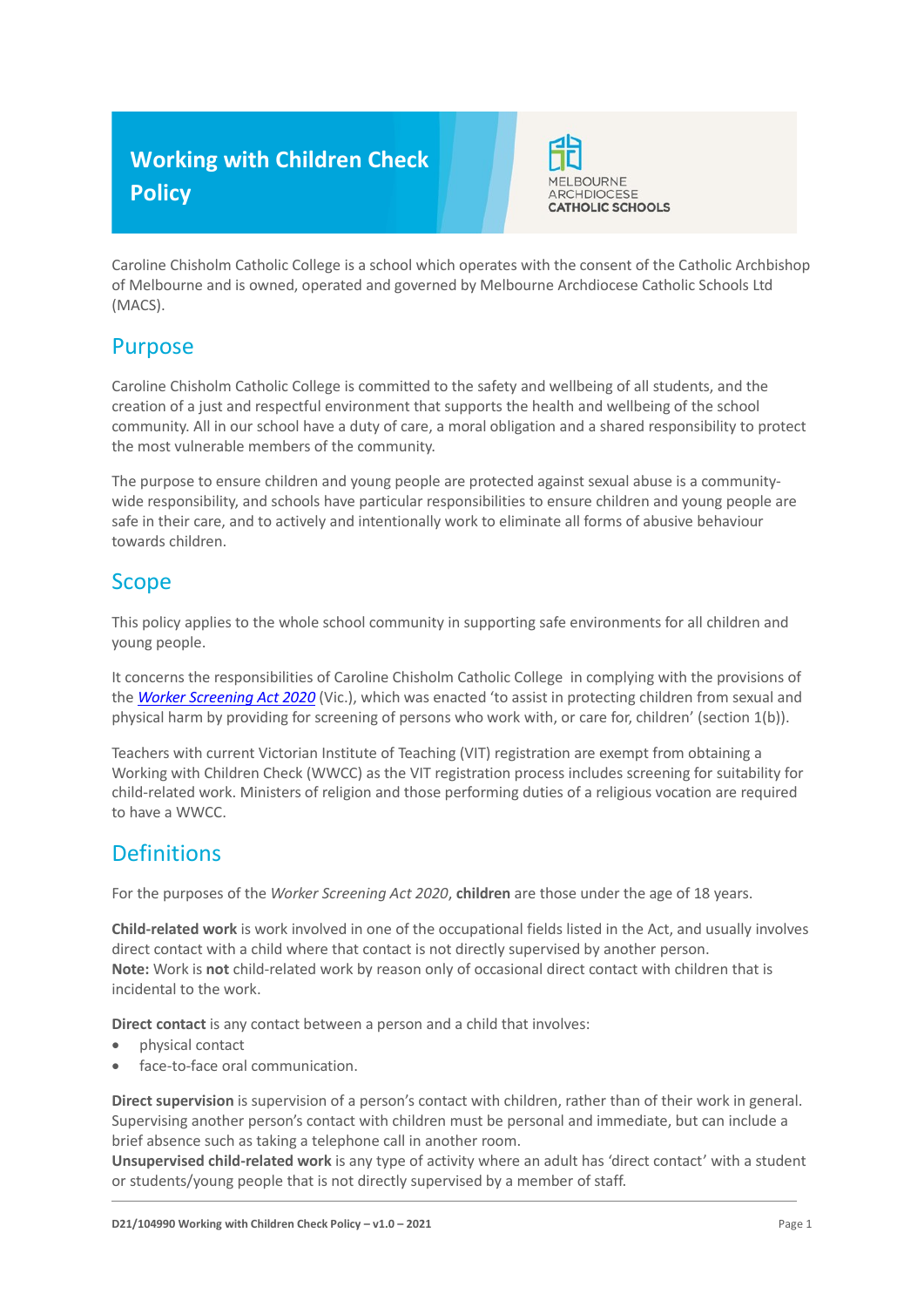# Working with Children Check Policy

MELBOURNE ARCHDIOCESE CATHOLIC SCHOOLS

Caroline Chisholm Catholic College is a school which operates with the consent of the Catholic Archbishop of Melbourne and is owned, operated and governed by Melbourne Archdiocese Catholic Schools Ltd (MACS).

## Purpose

Caroline Chisholm Catholic College is committed to the safety and wellbeing of all students, and the creation of a just and respectful environment that supports the health and wellbeing of the school community. All in our school have a duty of care, a moral obligation and a shared responsibility to protect the most vulnerable members of the community.

The purpose to ensure children and young people are protected against sexual abuse is a community-wide responsibility, and schools have particular responsibilities to ensure children and young people are safe in their care, and to actively and intentionally work to eliminate all forms of abusive behaviour towards children.

## Scope

This policy applies to the whole school community in supporting safe environments for all children and young people.

It concerns the responsibilities of Caroline Chisholm Catholic College in complying with the provisions of the *Worker Screening Act 2020* (Vic.), which was enacted 'to assist in protecting children from sexual and physical harm by providing for screening of persons who work with, or care for, children' (section 1(b)).

Teachers with current Victorian Institute of Teaching (VIT) registration are exempt from obtaining a Working with Children Check (WWCC) as the VIT registration process includes screening for suitability for child-related work. Ministers of religion and those performing duties of a religious vocation are required to have a WWCC.

## Definitions

For the purposes of the *Worker Screening Act 2020*, **children** are those under the age of 18 years.

**Child-related work** is work involved in one of the occupational fields listed in the Act, and usually involves direct contact with a child where that contact is not directly supervised by another person.
**Note:** Work is **not** child-related work by reason only of occasional direct contact with children that is incidental to the work.

**Direct contact** is any contact between a person and a child that involves:

- physical contact
- face-to-face oral communication.

**Direct supervision** is supervision of a person's contact with children, rather than of their work in general. Supervising another person's contact with children must be personal and immediate, but can include a brief absence such as taking a telephone call in another room.
**Unsupervised child-related work** is any type of activity where an adult has 'direct contact' with a student or students/young people that is not directly supervised by a member of staff.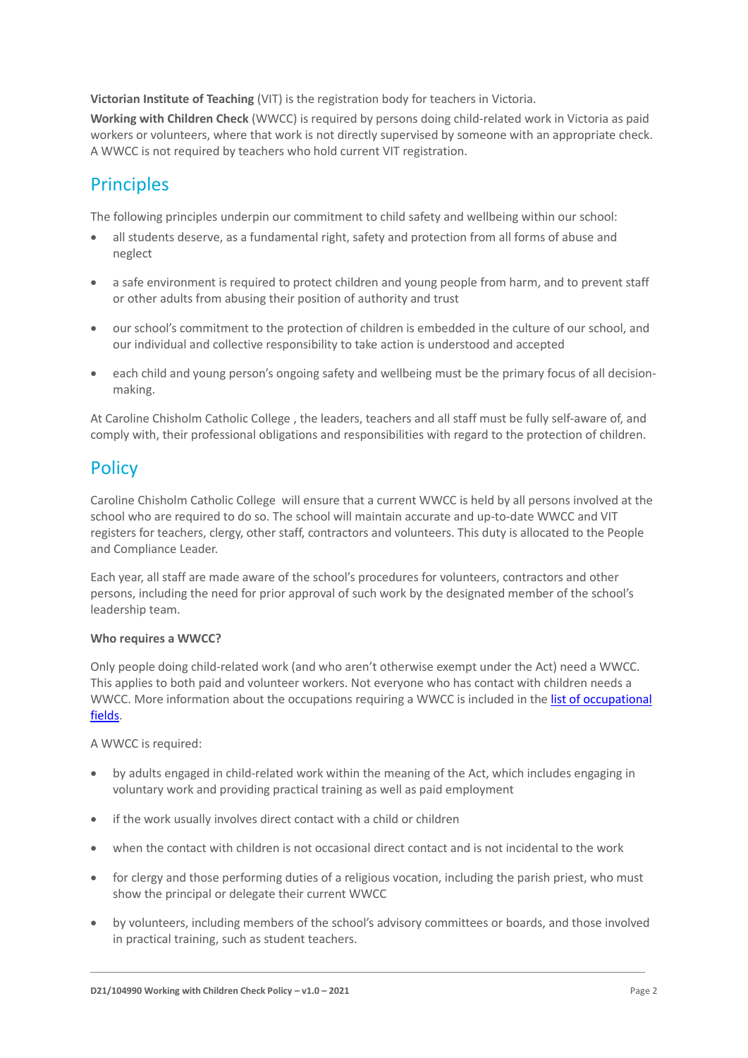**Victorian Institute of Teaching** (VIT) is the registration body for teachers in Victoria.

**Working with Children Check** (WWCC) is required by persons doing child-related work in Victoria as paid workers or volunteers, where that work is not directly supervised by someone with an appropriate check. A WWCC is not required by teachers who hold current VIT registration.

## Principles

The following principles underpin our commitment to child safety and wellbeing within our school:

- all students deserve, as a fundamental right, safety and protection from all forms of abuse and neglect
- a safe environment is required to protect children and young people from harm, and to prevent staff or other adults from abusing their position of authority and trust
- our school's commitment to the protection of children is embedded in the culture of our school, and our individual and collective responsibility to take action is understood and accepted
- each child and young person's ongoing safety and wellbeing must be the primary focus of all decision-making.

At Caroline Chisholm Catholic College , the leaders, teachers and all staff must be fully self-aware of, and comply with, their professional obligations and responsibilities with regard to the protection of children.

## Policy

Caroline Chisholm Catholic College will ensure that a current WWCC is held by all persons involved at the school who are required to do so. The school will maintain accurate and up-to-date WWCC and VIT registers for teachers, clergy, other staff, contractors and volunteers. This duty is allocated to the People and Compliance Leader.

Each year, all staff are made aware of the school's procedures for volunteers, contractors and other persons, including the need for prior approval of such work by the designated member of the school's leadership team.

**Who requires a WWCC?**

Only people doing child-related work (and who aren't otherwise exempt under the Act) need a WWCC. This applies to both paid and volunteer workers. Not everyone who has contact with children needs a WWCC. More information about the occupations requiring a WWCC is included in the list of occupational fields.

A WWCC is required:

- by adults engaged in child-related work within the meaning of the Act, which includes engaging in voluntary work and providing practical training as well as paid employment
- if the work usually involves direct contact with a child or children
- when the contact with children is not occasional direct contact and is not incidental to the work
- for clergy and those performing duties of a religious vocation, including the parish priest, who must show the principal or delegate their current WWCC
- by volunteers, including members of the school's advisory committees or boards, and those involved in practical training, such as student teachers.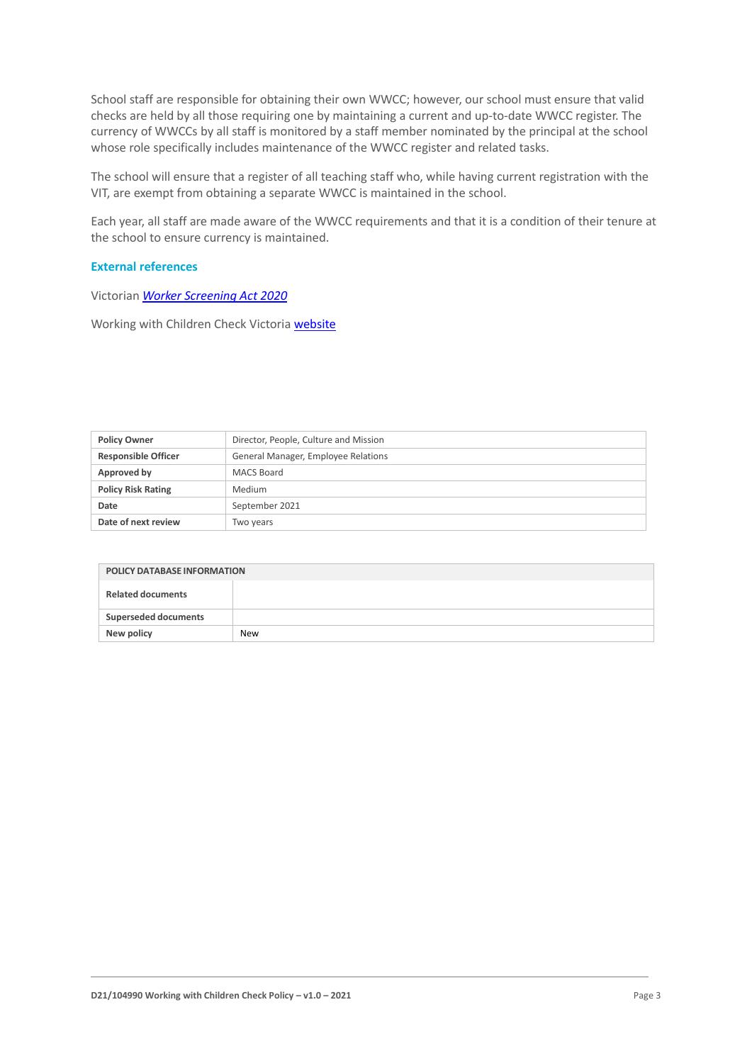School staff are responsible for obtaining their own WWCC; however, our school must ensure that valid checks are held by all those requiring one by maintaining a current and up-to-date WWCC register. The currency of WWCCs by all staff is monitored by a staff member nominated by the principal at the school whose role specifically includes maintenance of the WWCC register and related tasks.

The school will ensure that a register of all teaching staff who, while having current registration with the VIT, are exempt from obtaining a separate WWCC is maintained in the school.

Each year, all staff are made aware of the WWCC requirements and that it is a condition of their tenure at the school to ensure currency is maintained.

### External references

Victorian *Worker Screening Act 2020*

Working with Children Check Victoria website

| | |
|---|---|
| **Policy Owner** | Director, People, Culture and Mission |
| **Responsible Officer** | General Manager, Employee Relations |
| **Approved by** | MACS Board |
| **Policy Risk Rating** | Medium |
| **Date** | September 2021 |
| **Date of next review** | Two years |

| **POLICY DATABASE INFORMATION** | |
|---|---|
| **Related documents** | |
| **Superseded documents** | |
| **New policy** | New |